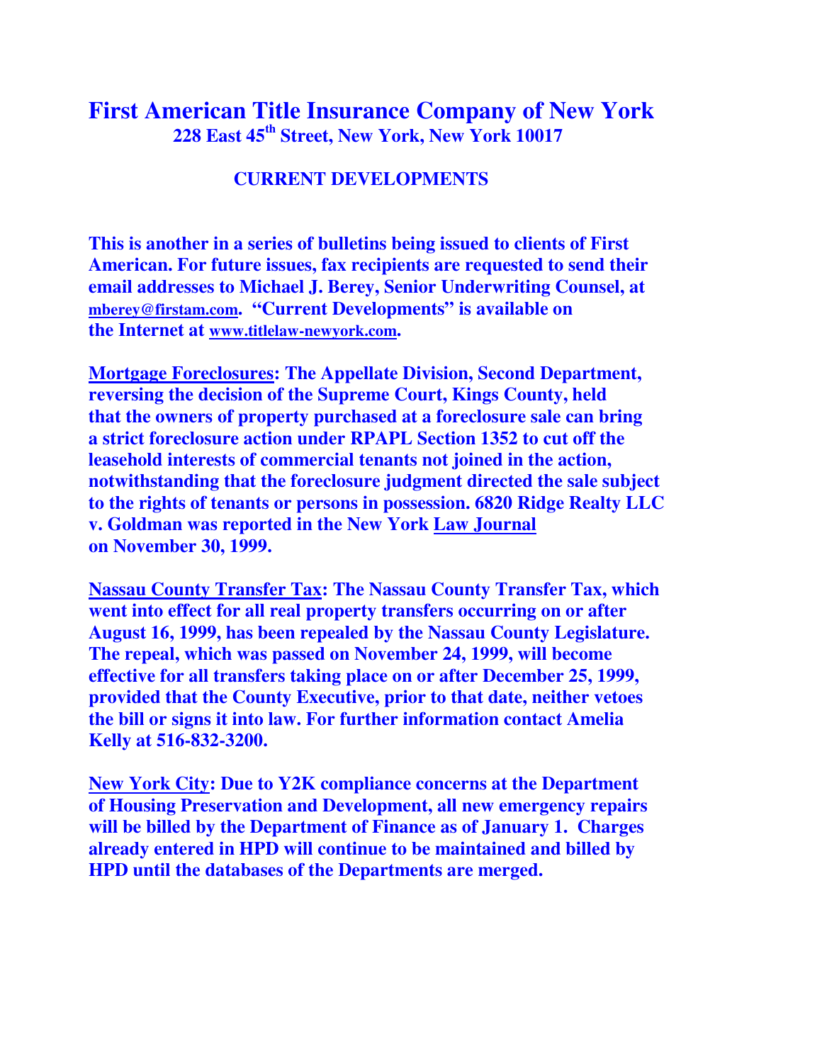# First American Title Insurance Company of New York

## 228 East 45th Street, New York, New York 10017

## CURRENT DEVELOPMENTS

**This is another in a series of bulletins being issued to clients of First American. For future issues, fax recipients are requested to send their email addresses to Michael J. Berey, Senior Underwriting Counsel, at mberey@firstam.com. "Current Developments" is available on the Internet at www.titlelaw-newyork.com.**

**Mortgage Foreclosures: The Appellate Division, Second Department, reversing the decision of the Supreme Court, Kings County, held that the owners of property purchased at a foreclosure sale can bring a strict foreclosure action under RPAPL Section 1352 to cut off the leasehold interests of commercial tenants not joined in the action, notwithstanding that the foreclosure judgment directed the sale subject to the rights of tenants or persons in possession. 6820 Ridge Realty LLC v. Goldman was reported in the New York Law Journal on November 30, 1999.**

**Nassau County Transfer Tax: The Nassau County Transfer Tax, which went into effect for all real property transfers occurring on or after August 16, 1999, has been repealed by the Nassau County Legislature. The repeal, which was passed on November 24, 1999, will become effective for all transfers taking place on or after December 25, 1999, provided that the County Executive, prior to that date, neither vetoes the bill or signs it into law. For further information contact Amelia Kelly at 516-832-3200.**

**New York City: Due to Y2K compliance concerns at the Department of Housing Preservation and Development, all new emergency repairs will be billed by the Department of Finance as of January 1. Charges already entered in HPD will continue to be maintained and billed by HPD until the databases of the Departments are merged.**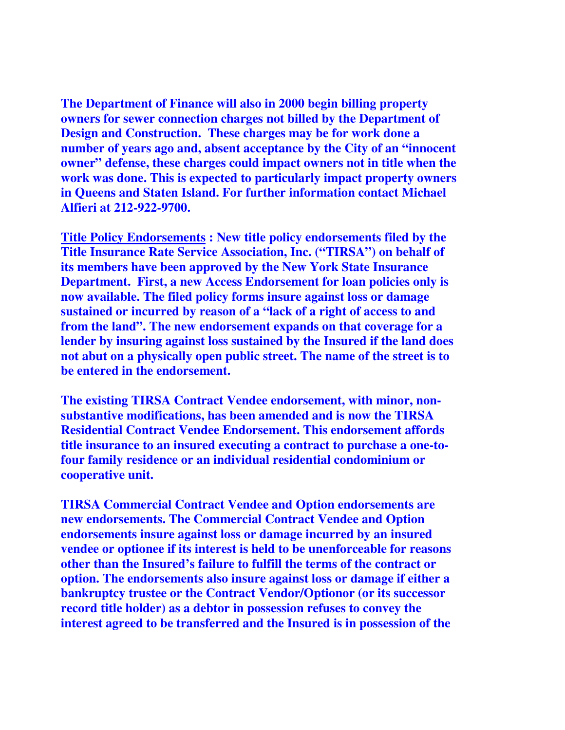**The Department of Finance will also in 2000 begin billing property owners for sewer connection charges not billed by the Department of Design and Construction. These charges may be for work done a number of years ago and, absent acceptance by the City of an "innocent owner" defense, these charges could impact owners not in title when the work was done. This is expected to particularly impact property owners in Queens and Staten Island. For further information contact Michael Alfieri at 212-922-9700.**

**<u>Title Policy Endorsements</u> : New title policy endorsements filed by the Title Insurance Rate Service Association, Inc. ("TIRSA") on behalf of its members have been approved by the New York State Insurance Department. First, a new Access Endorsement for loan policies only is now available. The filed policy forms insure against loss or damage sustained or incurred by reason of a "lack of a right of access to and from the land". The new endorsement expands on that coverage for a lender by insuring against loss sustained by the Insured if the land does not abut on a physically open public street. The name of the street is to be entered in the endorsement.**

**The existing TIRSA Contract Vendee endorsement, with minor, non-substantive modifications, has been amended and is now the TIRSA Residential Contract Vendee Endorsement. This endorsement affords title insurance to an insured executing a contract to purchase a one-to-four family residence or an individual residential condominium or cooperative unit.**

**TIRSA Commercial Contract Vendee and Option endorsements are new endorsements. The Commercial Contract Vendee and Option endorsements insure against loss or damage incurred by an insured vendee or optionee if its interest is held to be unenforceable for reasons other than the Insured's failure to fulfill the terms of the contract or option. The endorsements also insure against loss or damage if either a bankruptcy trustee or the Contract Vendor/Optionor (or its successor record title holder) as a debtor in possession refuses to convey the interest agreed to be transferred and the Insured is in possession of the**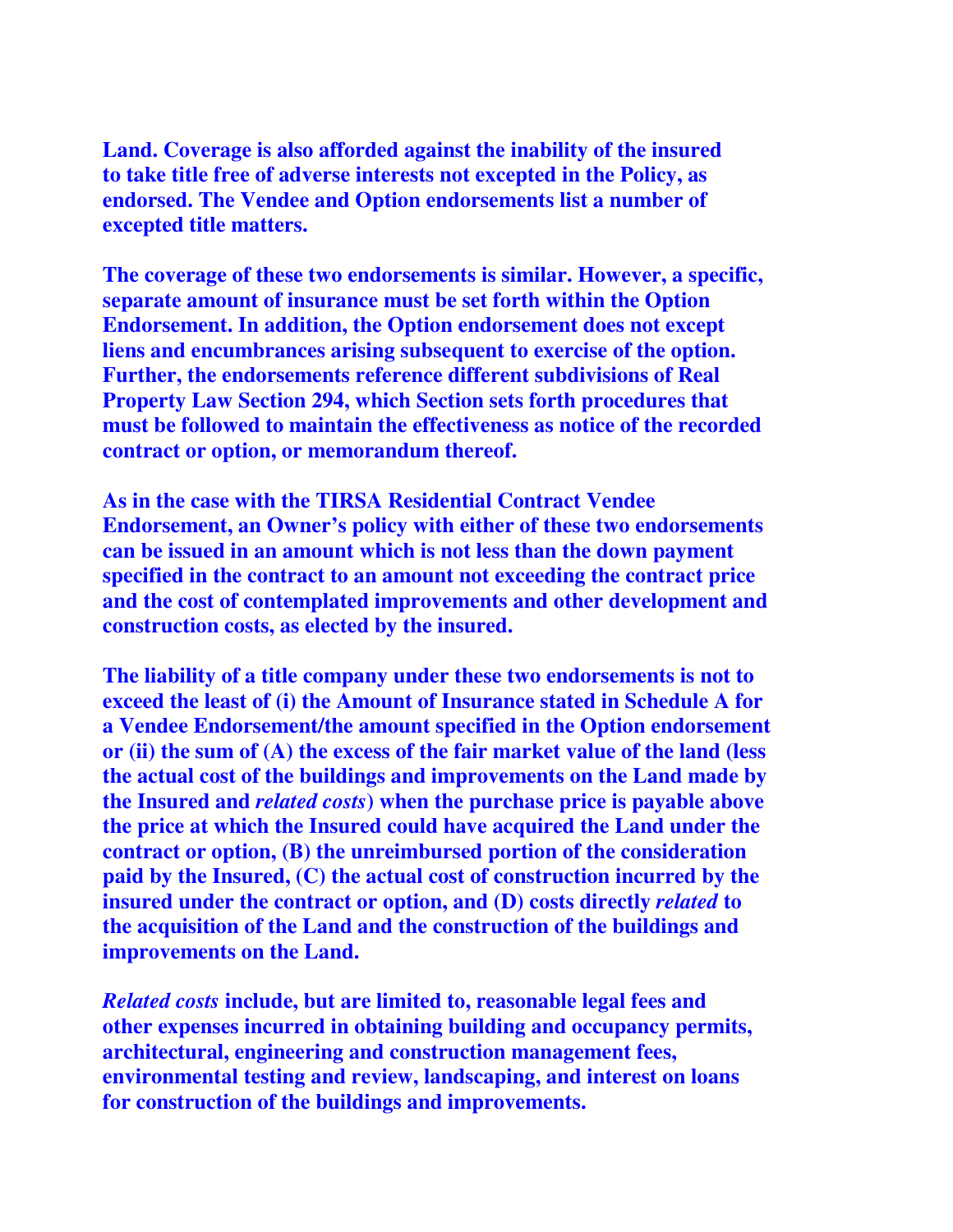**Land. Coverage is also afforded against the inability of the insured to take title free of adverse interests not excepted in the Policy, as endorsed. The Vendee and Option endorsements list a number of excepted title matters.**

**The coverage of these two endorsements is similar. However, a specific, separate amount of insurance must be set forth within the Option Endorsement. In addition, the Option endorsement does not except liens and encumbrances arising subsequent to exercise of the option. Further, the endorsements reference different subdivisions of Real Property Law Section 294, which Section sets forth procedures that must be followed to maintain the effectiveness as notice of the recorded contract or option, or memorandum thereof.**

**As in the case with the TIRSA Residential Contract Vendee Endorsement, an Owner's policy with either of these two endorsements can be issued in an amount which is not less than the down payment specified in the contract to an amount not exceeding the contract price and the cost of contemplated improvements and other development and construction costs, as elected by the insured.**

**The liability of a title company under these two endorsements is not to exceed the least of (i) the Amount of Insurance stated in Schedule A for a Vendee Endorsement/the amount specified in the Option endorsement or (ii) the sum of (A) the excess of the fair market value of the land (less the actual cost of the buildings and improvements on the Land made by the Insured and *related costs*) when the purchase price is payable above the price at which the Insured could have acquired the Land under the contract or option, (B) the unreimbursed portion of the consideration paid by the Insured, (C) the actual cost of construction incurred by the insured under the contract or option, and (D) costs directly *related* to the acquisition of the Land and the construction of the buildings and improvements on the Land.**

***Related costs* include, but are limited to, reasonable legal fees and other expenses incurred in obtaining building and occupancy permits, architectural, engineering and construction management fees, environmental testing and review, landscaping, and interest on loans for construction of the buildings and improvements.**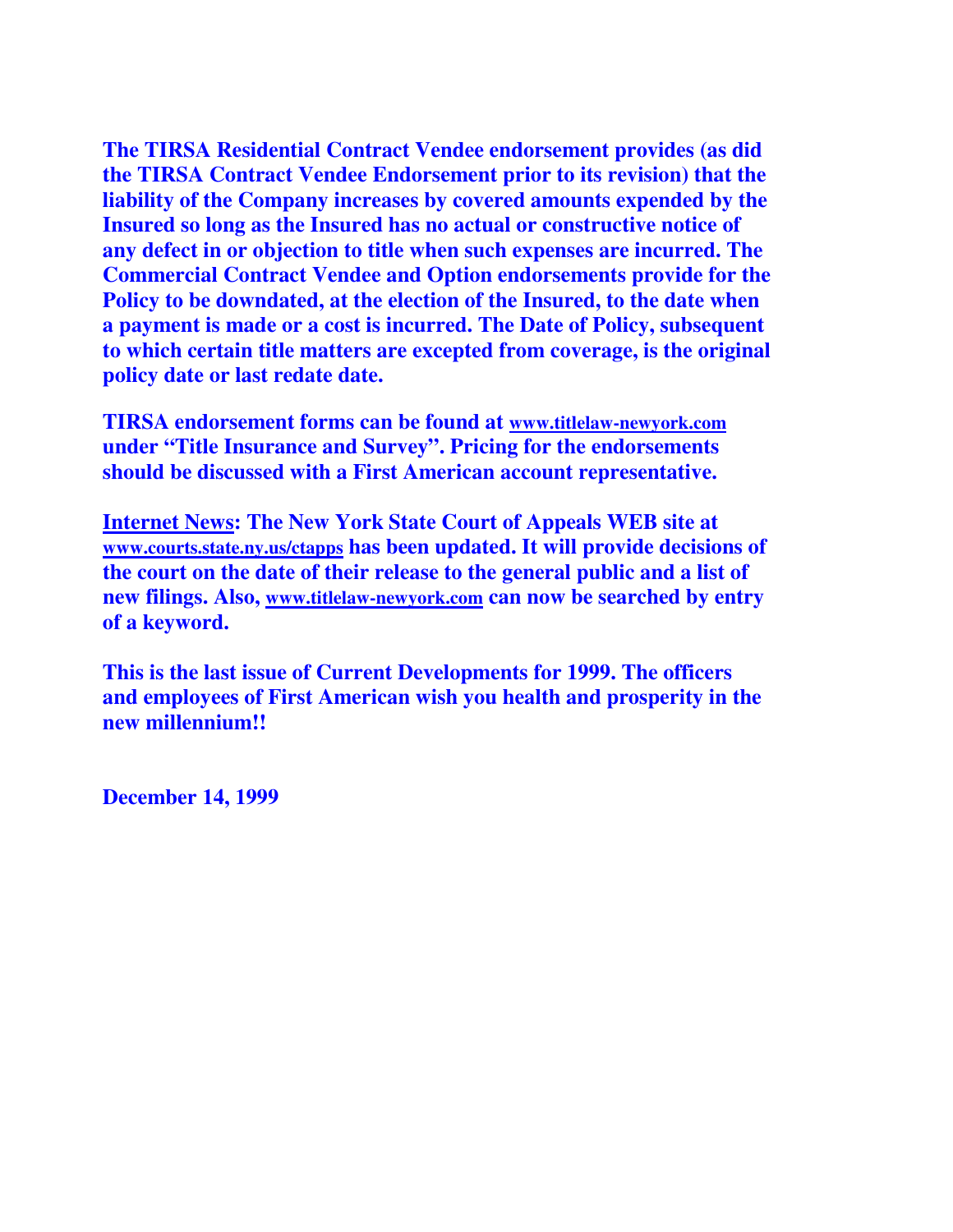**The TIRSA Residential Contract Vendee endorsement provides (as did the TIRSA Contract Vendee Endorsement prior to its revision) that the liability of the Company increases by covered amounts expended by the Insured so long as the Insured has no actual or constructive notice of any defect in or objection to title when such expenses are incurred. The Commercial Contract Vendee and Option endorsements provide for the Policy to be downdated, at the election of the Insured, to the date when a payment is made or a cost is incurred. The Date of Policy, subsequent to which certain title matters are excepted from coverage, is the original policy date or last redate date.**

**TIRSA endorsement forms can be found at www.titlelaw-newyork.com under "Title Insurance and Survey". Pricing for the endorsements should be discussed with a First American account representative.**

**Internet News: The New York State Court of Appeals WEB site at www.courts.state.ny.us/ctapps has been updated. It will provide decisions of the court on the date of their release to the general public and a list of new filings. Also, www.titlelaw-newyork.com can now be searched by entry of a keyword.**

**This is the last issue of Current Developments for 1999. The officers and employees of First American wish you health and prosperity in the new millennium!!**

**December 14, 1999**